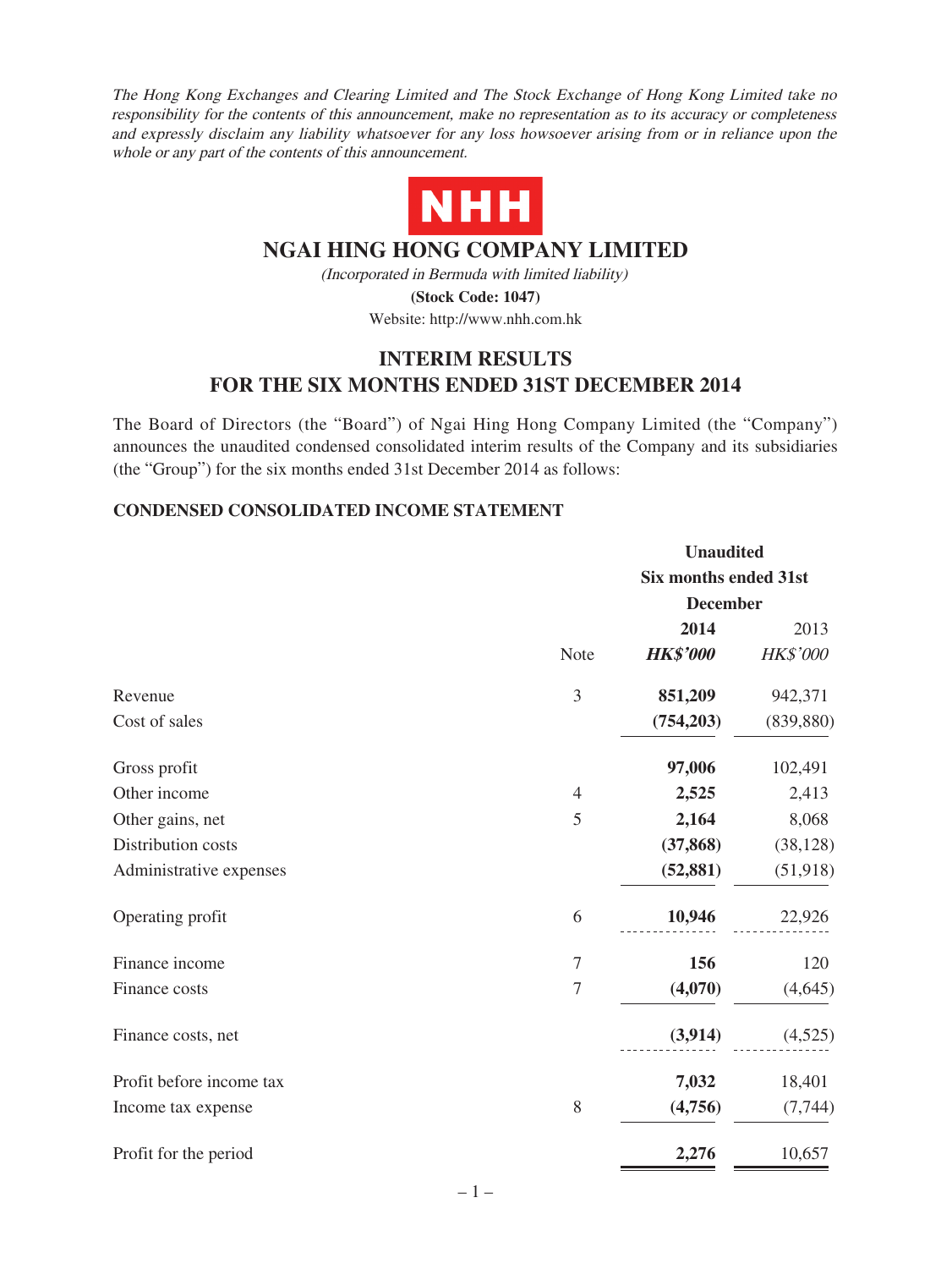*The Hong Kong Exchanges and Clearing Limited and The Stock Exchange of Hong Kong Limited take no responsibility for the contents of this announcement, make no representation as to its accuracy or completeness and expressly disclaim any liability whatsoever for any loss howsoever arising from or in reliance upon the whole or any part of the contents of this announcement.*

**NHH**

# NGAI HING HONG COMPANY LIMITED

*(Incorporated in Bermuda with limited liability)*

**(Stock Code: 1047)**

Website: http://www.nhh.com.hk

## INTERIM RESULTS FOR THE SIX MONTHS ENDED 31ST DECEMBER 2014

The Board of Directors (the "Board") of Ngai Hing Hong Company Limited (the "Company") announces the unaudited condensed consolidated interim results of the Company and its subsidiaries (the "Group") for the six months ended 31st December 2014 as follows:

### CONDENSED CONSOLIDATED INCOME STATEMENT

| | | Unaudited Six months ended 31st December | |
|---|---|---|---|
| | | **2014** | 2013 |
| | Note | ***HK$'000*** | *HK$'000* |
| Revenue | 3 | **851,209** | 942,371 |
| Cost of sales | | **(754,203)** | (839,880) |
| Gross profit | | **97,006** | 102,491 |
| Other income | 4 | **2,525** | 2,413 |
| Other gains, net | 5 | **2,164** | 8,068 |
| Distribution costs | | **(37,868)** | (38,128) |
| Administrative expenses | | **(52,881)** | (51,918) |
| Operating profit | 6 | **10,946** | 22,926 |
| Finance income | 7 | **156** | 120 |
| Finance costs | 7 | **(4,070)** | (4,645) |
| Finance costs, net | | **(3,914)** | (4,525) |
| Profit before income tax | | **7,032** | 18,401 |
| Income tax expense | 8 | **(4,756)** | (7,744) |
| Profit for the period | | **2,276** | 10,657 |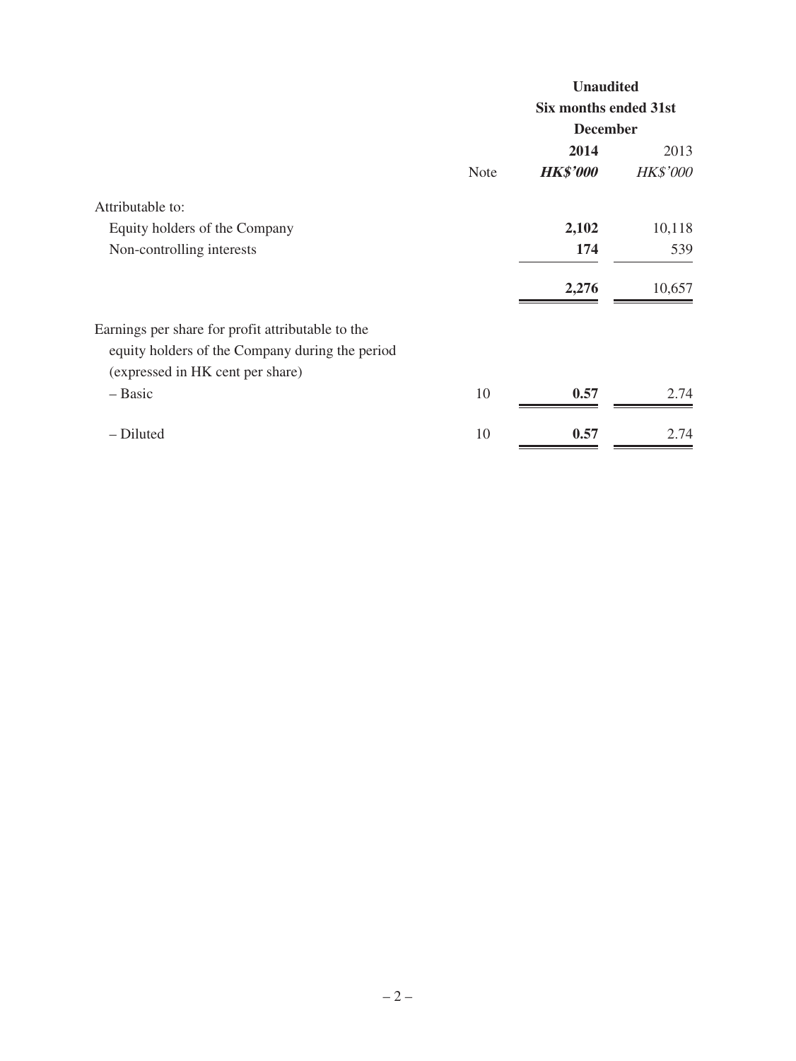| | Note | Unaudited Six months ended 31st December 2014 HK$'000 | 2013 HK$'000 |
|---|---|---|---|
| Attributable to: | | | |
| Equity holders of the Company | | **2,102** | 10,118 |
| Non-controlling interests | | **174** | 539 |
| | | **2,276** | 10,657 |
| Earnings per share for profit attributable to the equity holders of the Company during the period (expressed in HK cent per share) | | | |
| – Basic | 10 | **0.57** | 2.74 |
| – Diluted | 10 | **0.57** | 2.74 |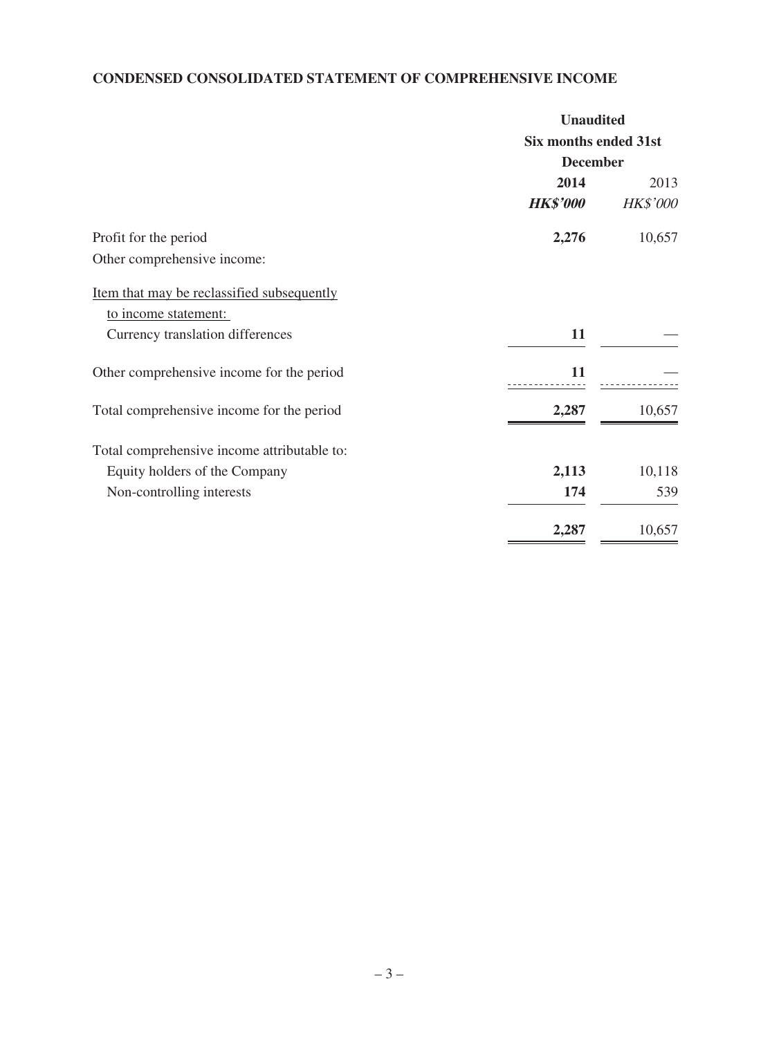## CONDENSED CONSOLIDATED STATEMENT OF COMPREHENSIVE INCOME

| | Unaudited Six months ended 31st December | |
|---|---|---|
| | **2014** | 2013 |
| | ***HK$'000*** | *HK$'000* |
| Profit for the period | **2,276** | 10,657 |
| Other comprehensive income: | | |
| Item that may be reclassified subsequently to income statement: | | |
| Currency translation differences | **11** | — |
| Other comprehensive income for the period | **11** | — |
| Total comprehensive income for the period | **2,287** | 10,657 |
| Total comprehensive income attributable to: | | |
| Equity holders of the Company | **2,113** | 10,118 |
| Non-controlling interests | **174** | 539 |
| | **2,287** | 10,657 |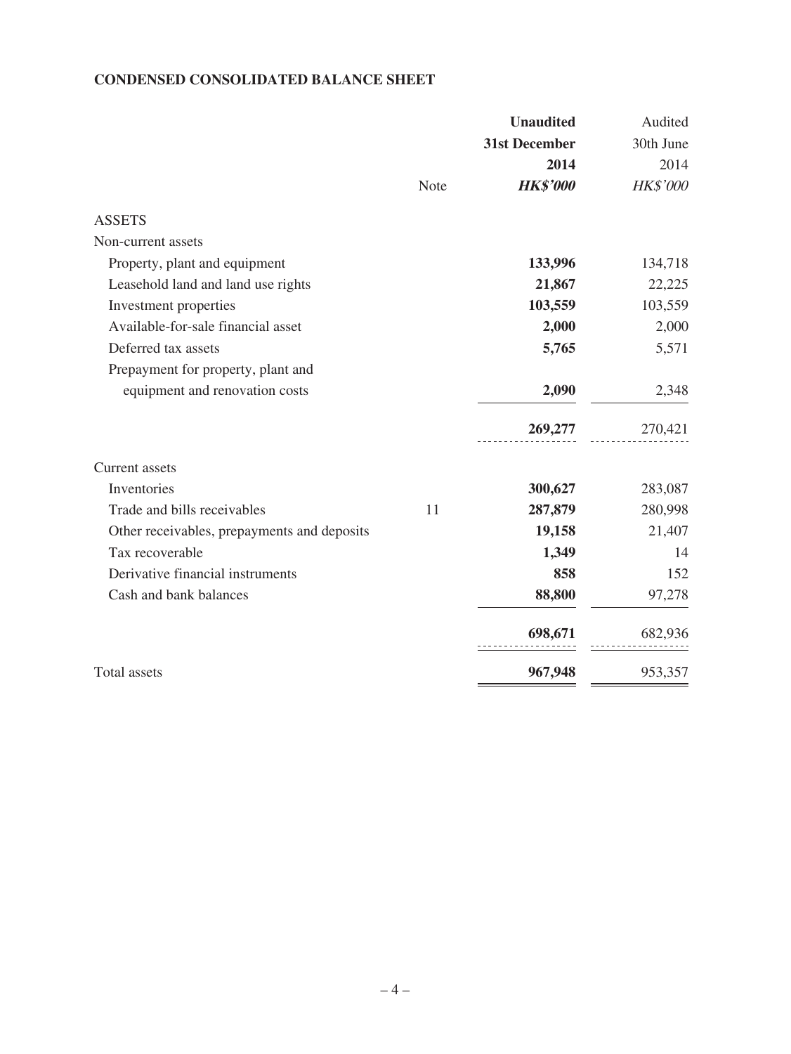**CONDENSED CONSOLIDATED BALANCE SHEET**

| | Note | **Unaudited 31st December 2014** | Audited 30th June 2014 |
|---|---|---|---|
| | | ***HK$'000*** | *HK$'000* |
| ASSETS | | | |
| Non-current assets | | | |
| Property, plant and equipment | | **133,996** | 134,718 |
| Leasehold land and land use rights | | **21,867** | 22,225 |
| Investment properties | | **103,559** | 103,559 |
| Available-for-sale financial asset | | **2,000** | 2,000 |
| Deferred tax assets | | **5,765** | 5,571 |
| Prepayment for property, plant and equipment and renovation costs | | **2,090** | 2,348 |
| | | **269,277** | 270,421 |
| Current assets | | | |
| Inventories | | **300,627** | 283,087 |
| Trade and bills receivables | 11 | **287,879** | 280,998 |
| Other receivables, prepayments and deposits | | **19,158** | 21,407 |
| Tax recoverable | | **1,349** | 14 |
| Derivative financial instruments | | **858** | 152 |
| Cash and bank balances | | **88,800** | 97,278 |
| | | **698,671** | 682,936 |
| Total assets | | **967,948** | 953,357 |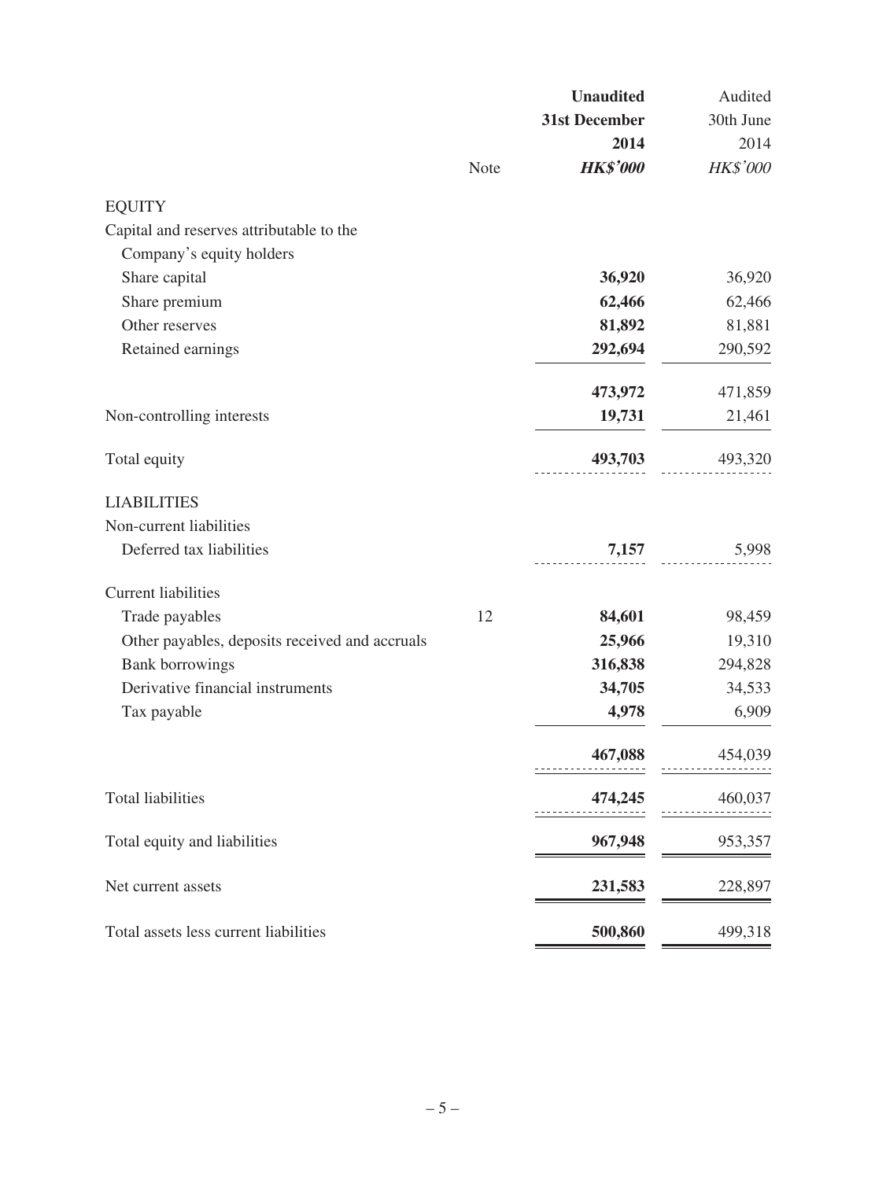| | Note | Unaudited 31st December 2014 HK$'000 | Audited 30th June 2014 HK$'000 |
|---|---|---|---|
| EQUITY | | | |
| Capital and reserves attributable to the Company's equity holders | | | |
| Share capital | | **36,920** | 36,920 |
| Share premium | | **62,466** | 62,466 |
| Other reserves | | **81,892** | 81,881 |
| Retained earnings | | **292,694** | 290,592 |
| | | **473,972** | 471,859 |
| Non-controlling interests | | **19,731** | 21,461 |
| Total equity | | **493,703** | 493,320 |
| LIABILITIES | | | |
| Non-current liabilities | | | |
| Deferred tax liabilities | | **7,157** | 5,998 |
| Current liabilities | | | |
| Trade payables | 12 | **84,601** | 98,459 |
| Other payables, deposits received and accruals | | **25,966** | 19,310 |
| Bank borrowings | | **316,838** | 294,828 |
| Derivative financial instruments | | **34,705** | 34,533 |
| Tax payable | | **4,978** | 6,909 |
| | | **467,088** | 454,039 |
| Total liabilities | | **474,245** | 460,037 |
| Total equity and liabilities | | **967,948** | 953,357 |
| Net current assets | | **231,583** | 228,897 |
| Total assets less current liabilities | | **500,860** | 499,318 |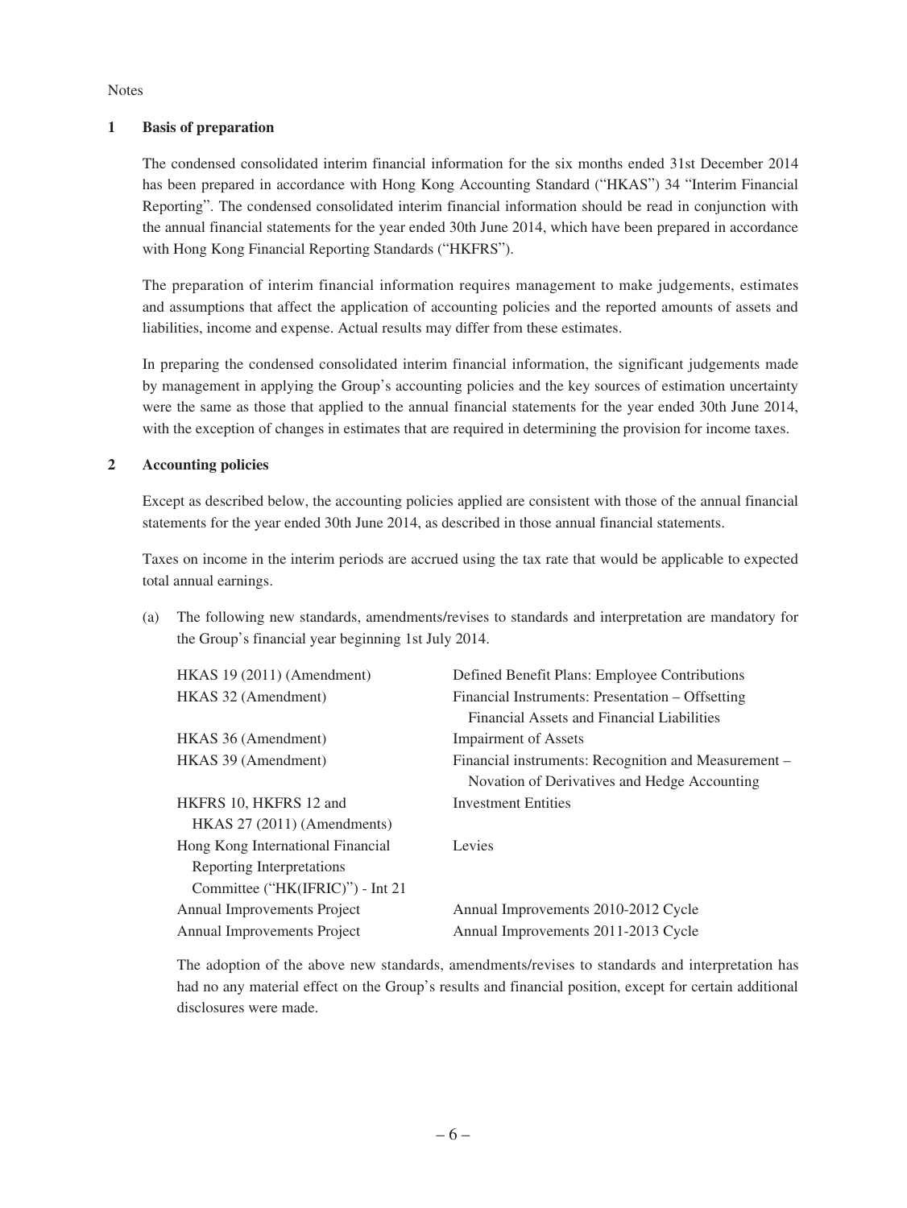Notes

## 1 Basis of preparation

The condensed consolidated interim financial information for the six months ended 31st December 2014 has been prepared in accordance with Hong Kong Accounting Standard ("HKAS") 34 "Interim Financial Reporting". The condensed consolidated interim financial information should be read in conjunction with the annual financial statements for the year ended 30th June 2014, which have been prepared in accordance with Hong Kong Financial Reporting Standards ("HKFRS").

The preparation of interim financial information requires management to make judgements, estimates and assumptions that affect the application of accounting policies and the reported amounts of assets and liabilities, income and expense. Actual results may differ from these estimates.

In preparing the condensed consolidated interim financial information, the significant judgements made by management in applying the Group's accounting policies and the key sources of estimation uncertainty were the same as those that applied to the annual financial statements for the year ended 30th June 2014, with the exception of changes in estimates that are required in determining the provision for income taxes.

## 2 Accounting policies

Except as described below, the accounting policies applied are consistent with those of the annual financial statements for the year ended 30th June 2014, as described in those annual financial statements.

Taxes on income in the interim periods are accrued using the tax rate that would be applicable to expected total annual earnings.

(a) The following new standards, amendments/revises to standards and interpretation are mandatory for the Group's financial year beginning 1st July 2014.

| | |
|---|---|
| HKAS 19 (2011) (Amendment) | Defined Benefit Plans: Employee Contributions |
| HKAS 32 (Amendment) | Financial Instruments: Presentation – Offsetting Financial Assets and Financial Liabilities |
| HKAS 36 (Amendment) | Impairment of Assets |
| HKAS 39 (Amendment) | Financial instruments: Recognition and Measurement – Novation of Derivatives and Hedge Accounting |
| HKFRS 10, HKFRS 12 and HKAS 27 (2011) (Amendments) | Investment Entities |
| Hong Kong International Financial Reporting Interpretations Committee ("HK(IFRIC)") - Int 21 | Levies |
| Annual Improvements Project | Annual Improvements 2010-2012 Cycle |
| Annual Improvements Project | Annual Improvements 2011-2013 Cycle |

The adoption of the above new standards, amendments/revises to standards and interpretation has had no any material effect on the Group's results and financial position, except for certain additional disclosures were made.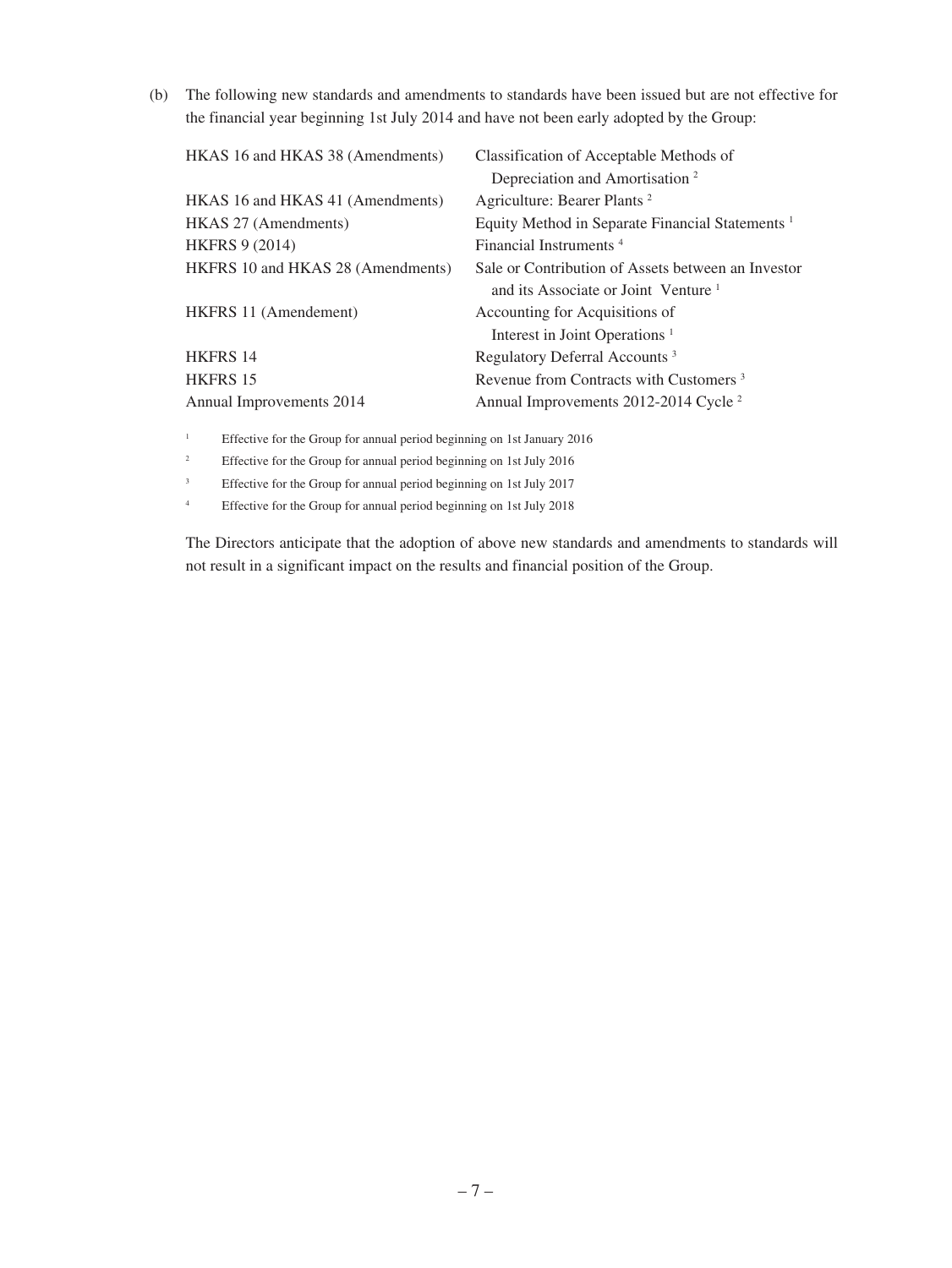(b) The following new standards and amendments to standards have been issued but are not effective for the financial year beginning 1st July 2014 and have not been early adopted by the Group:

| | |
|---|---|
| HKAS 16 and HKAS 38 (Amendments) | Classification of Acceptable Methods of Depreciation and Amortisation [2] |
| HKAS 16 and HKAS 41 (Amendments) | Agriculture: Bearer Plants [2] |
| HKAS 27 (Amendments) | Equity Method in Separate Financial Statements [1] |
| HKFRS 9 (2014) | Financial Instruments [4] |
| HKFRS 10 and HKAS 28 (Amendments) | Sale or Contribution of Assets between an Investor and its Associate or Joint Venture [1] |
| HKFRS 11 (Amendement) | Accounting for Acquisitions of Interest in Joint Operations [1] |
| HKFRS 14 | Regulatory Deferral Accounts [3] |
| HKFRS 15 | Revenue from Contracts with Customers [3] |
| Annual Improvements 2014 | Annual Improvements 2012-2014 Cycle [2] |

[1] Effective for the Group for annual period beginning on 1st January 2016

[2] Effective for the Group for annual period beginning on 1st July 2016

[3] Effective for the Group for annual period beginning on 1st July 2017

[4] Effective for the Group for annual period beginning on 1st July 2018

The Directors anticipate that the adoption of above new standards and amendments to standards will not result in a significant impact on the results and financial position of the Group.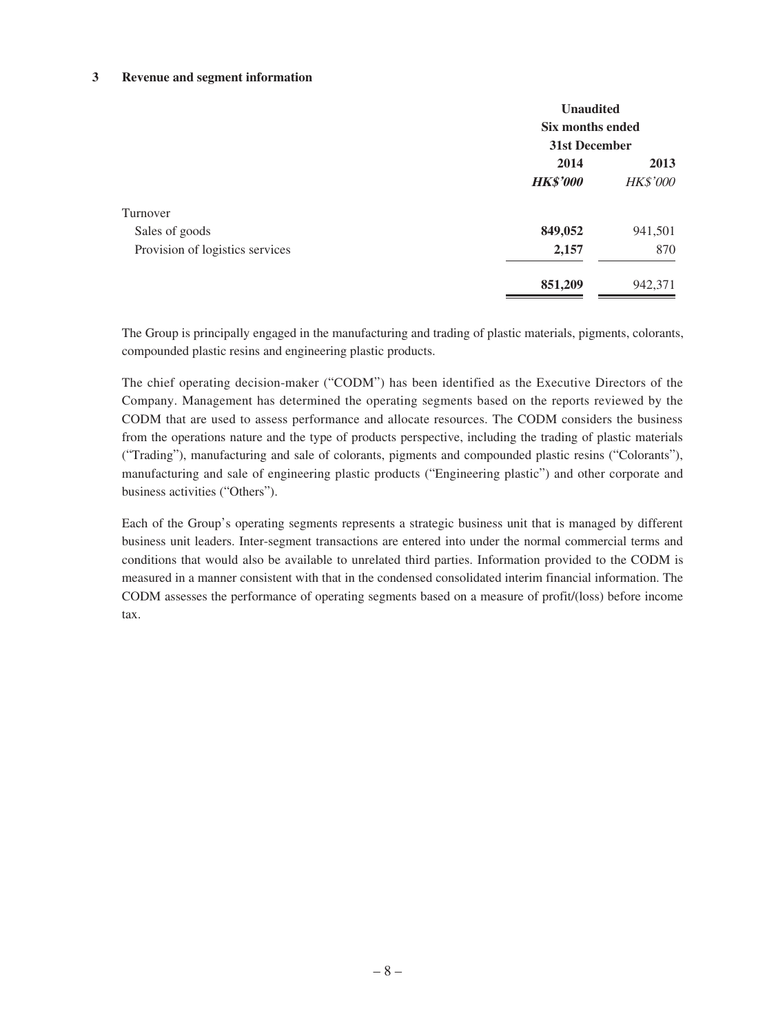### 3 Revenue and segment information

| | Unaudited Six months ended 31st December | |
|---|---|---|
| | **2014** | 2013 |
| | ***HK$'000*** | *HK$'000* |
| Turnover | | |
| Sales of goods | **849,052** | 941,501 |
| Provision of logistics services | **2,157** | 870 |
| | **851,209** | 942,371 |

The Group is principally engaged in the manufacturing and trading of plastic materials, pigments, colorants, compounded plastic resins and engineering plastic products.

The chief operating decision-maker ("CODM") has been identified as the Executive Directors of the Company. Management has determined the operating segments based on the reports reviewed by the CODM that are used to assess performance and allocate resources. The CODM considers the business from the operations nature and the type of products perspective, including the trading of plastic materials ("Trading"), manufacturing and sale of colorants, pigments and compounded plastic resins ("Colorants"), manufacturing and sale of engineering plastic products ("Engineering plastic") and other corporate and business activities ("Others").

Each of the Group's operating segments represents a strategic business unit that is managed by different business unit leaders. Inter-segment transactions are entered into under the normal commercial terms and conditions that would also be available to unrelated third parties. Information provided to the CODM is measured in a manner consistent with that in the condensed consolidated interim financial information. The CODM assesses the performance of operating segments based on a measure of profit/(loss) before income tax.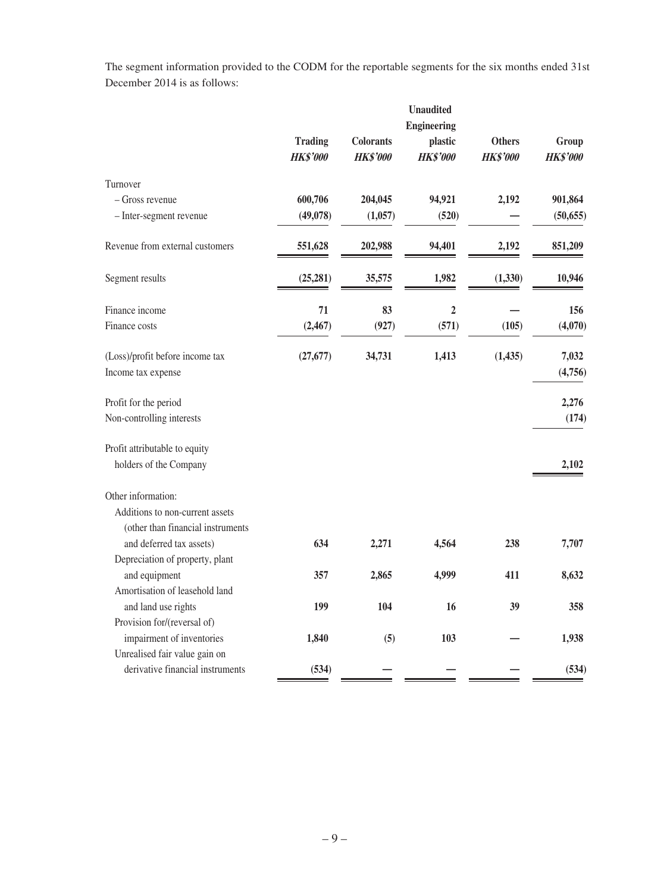The segment information provided to the CODM for the reportable segments for the six months ended 31st December 2014 is as follows:

| | Unaudited | | | | |
|---|---|---|---|---|---|
| | **Trading** | **Colorants** | **Engineering plastic** | **Others** | **Group** |
| | ***HK$'000*** | ***HK$'000*** | ***HK$'000*** | ***HK$'000*** | ***HK$'000*** |
| Turnover | | | | | |
| – Gross revenue | **600,706** | **204,045** | **94,921** | **2,192** | **901,864** |
| – Inter-segment revenue | **(49,078)** | **(1,057)** | **(520)** | **—** | **(50,655)** |
| Revenue from external customers | **551,628** | **202,988** | **94,401** | **2,192** | **851,209** |
| Segment results | **(25,281)** | **35,575** | **1,982** | **(1,330)** | **10,946** |
| Finance income | **71** | **83** | **2** | **—** | **156** |
| Finance costs | **(2,467)** | **(927)** | **(571)** | **(105)** | **(4,070)** |
| (Loss)/profit before income tax | **(27,677)** | **34,731** | **1,413** | **(1,435)** | **7,032** |
| Income tax expense | | | | | **(4,756)** |
| Profit for the period | | | | | **2,276** |
| Non-controlling interests | | | | | **(174)** |
| Profit attributable to equity holders of the Company | | | | | **2,102** |
| Other information: | | | | | |
| Additions to non-current assets (other than financial instruments and deferred tax assets) | **634** | **2,271** | **4,564** | **238** | **7,707** |
| Depreciation of property, plant and equipment | **357** | **2,865** | **4,999** | **411** | **8,632** |
| Amortisation of leasehold land and land use rights | **199** | **104** | **16** | **39** | **358** |
| Provision for/(reversal of) impairment of inventories | **1,840** | **(5)** | **103** | **—** | **1,938** |
| Unrealised fair value gain on derivative financial instruments | **(534)** | **—** | **—** | **—** | **(534)** |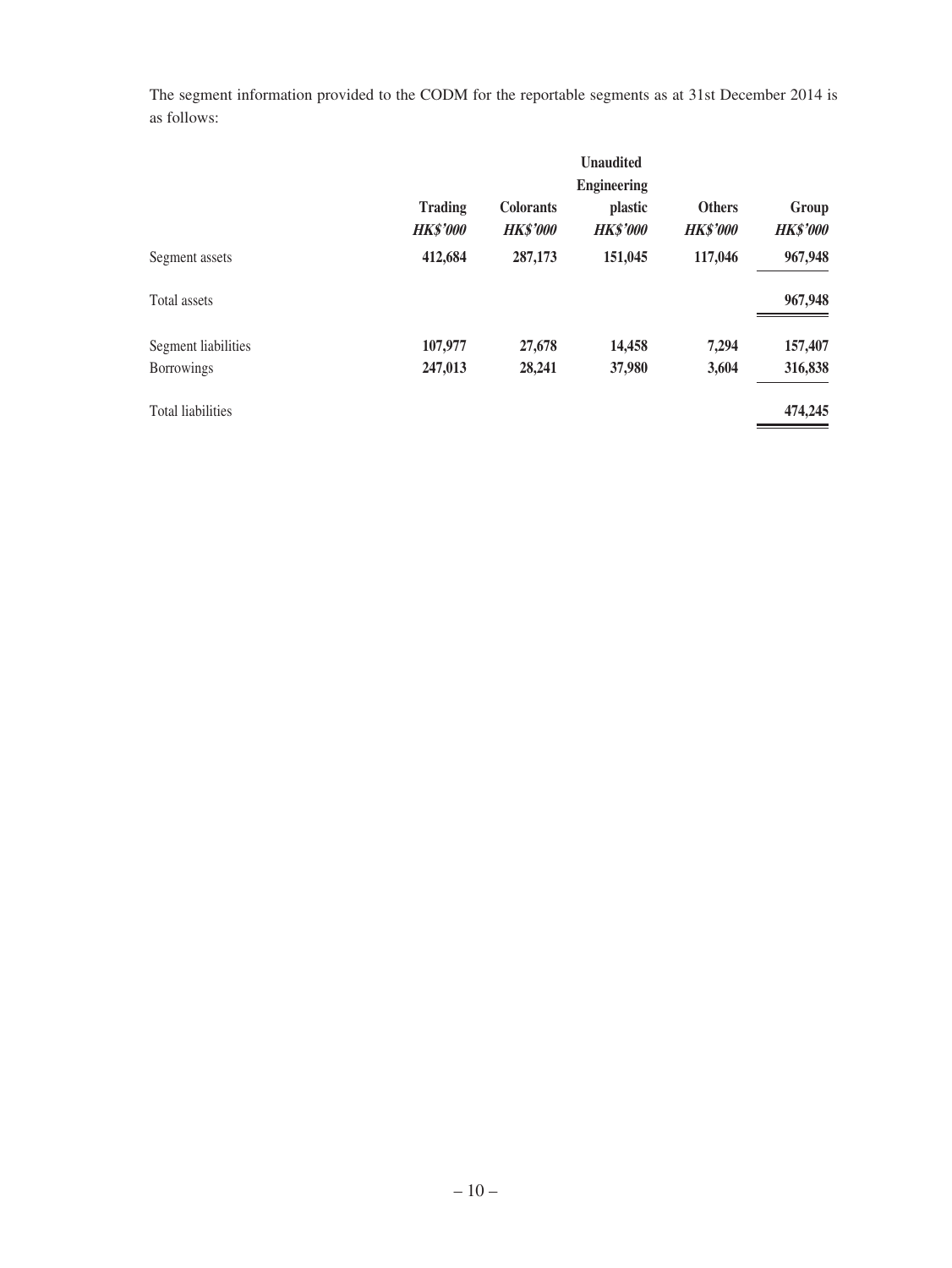The segment information provided to the CODM for the reportable segments as at 31st December 2014 is as follows:

| | Trading | Colorants | Unaudited Engineering plastic | Others | Group |
|---|---|---|---|---|---|
| | *HK$'000* | *HK$'000* | *HK$'000* | *HK$'000* | *HK$'000* |
| Segment assets | **412,684** | **287,173** | **151,045** | **117,046** | **967,948** |
| Total assets | | | | | **967,948** |
| Segment liabilities | **107,977** | **27,678** | **14,458** | **7,294** | **157,407** |
| Borrowings | **247,013** | **28,241** | **37,980** | **3,604** | **316,838** |
| Total liabilities | | | | | **474,245** |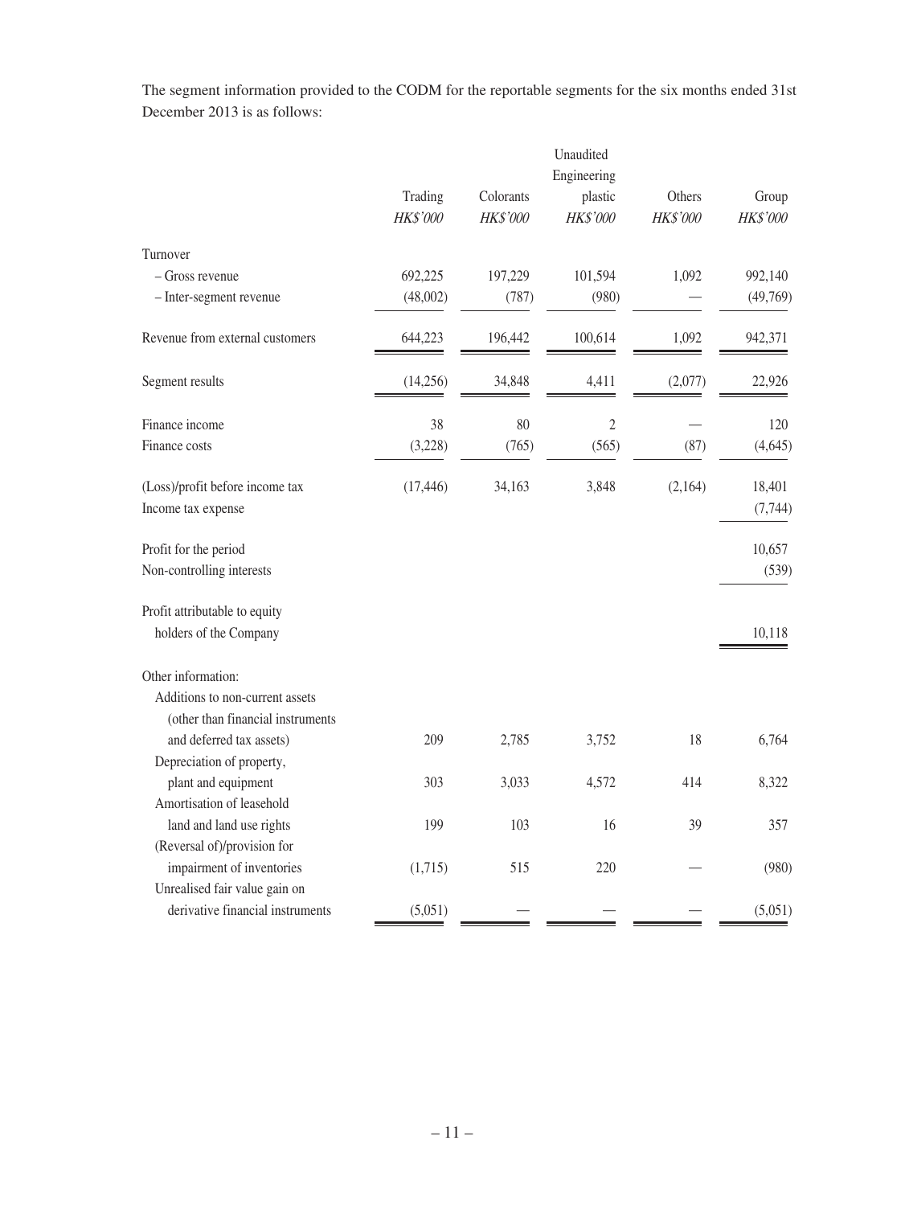The segment information provided to the CODM for the reportable segments for the six months ended 31st December 2013 is as follows:

| | Unaudited | | | | |
|---|---|---|---|---|---|
| | Trading | Colorants | Engineering plastic | Others | Group |
| | *HK$'000* | *HK$'000* | *HK$'000* | *HK$'000* | *HK$'000* |
| Turnover | | | | | |
| – Gross revenue | 692,225 | 197,229 | 101,594 | 1,092 | 992,140 |
| – Inter-segment revenue | (48,002) | (787) | (980) | — | (49,769) |
| Revenue from external customers | 644,223 | 196,442 | 100,614 | 1,092 | 942,371 |
| Segment results | (14,256) | 34,848 | 4,411 | (2,077) | 22,926 |
| Finance income | 38 | 80 | 2 | — | 120 |
| Finance costs | (3,228) | (765) | (565) | (87) | (4,645) |
| (Loss)/profit before income tax | (17,446) | 34,163 | 3,848 | (2,164) | 18,401 |
| Income tax expense | | | | | (7,744) |
| Profit for the period | | | | | 10,657 |
| Non-controlling interests | | | | | (539) |
| Profit attributable to equity holders of the Company | | | | | 10,118 |
| Other information: | | | | | |
| Additions to non-current assets (other than financial instruments and deferred tax assets) | 209 | 2,785 | 3,752 | 18 | 6,764 |
| Depreciation of property, plant and equipment | 303 | 3,033 | 4,572 | 414 | 8,322 |
| Amortisation of leasehold land and land use rights | 199 | 103 | 16 | 39 | 357 |
| (Reversal of)/provision for impairment of inventories | (1,715) | 515 | 220 | — | (980) |
| Unrealised fair value gain on derivative financial instruments | (5,051) | — | — | — | (5,051) |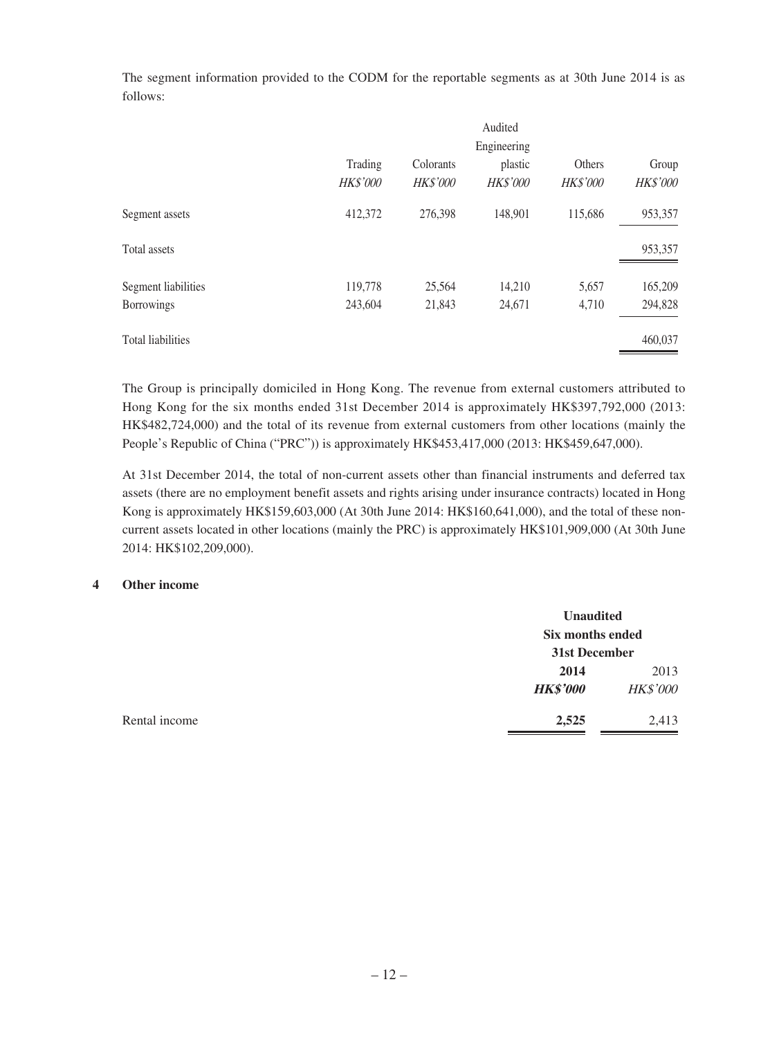The segment information provided to the CODM for the reportable segments as at 30th June 2014 is as follows:

| | Audited | | | | |
|---|---|---|---|---|---|
| | Trading | Colorants | Engineering plastic | Others | Group |
| | *HK$'000* | *HK$'000* | *HK$'000* | *HK$'000* | *HK$'000* |
| Segment assets | 412,372 | 276,398 | 148,901 | 115,686 | 953,357 |
| Total assets | | | | | 953,357 |
| Segment liabilities | 119,778 | 25,564 | 14,210 | 5,657 | 165,209 |
| Borrowings | 243,604 | 21,843 | 24,671 | 4,710 | 294,828 |
| Total liabilities | | | | | 460,037 |

The Group is principally domiciled in Hong Kong. The revenue from external customers attributed to Hong Kong for the six months ended 31st December 2014 is approximately HK$397,792,000 (2013: HK$482,724,000) and the total of its revenue from external customers from other locations (mainly the People's Republic of China ("PRC")) is approximately HK$453,417,000 (2013: HK$459,647,000).

At 31st December 2014, the total of non-current assets other than financial instruments and deferred tax assets (there are no employment benefit assets and rights arising under insurance contracts) located in Hong Kong is approximately HK$159,603,000 (At 30th June 2014: HK$160,641,000), and the total of these non-current assets located in other locations (mainly the PRC) is approximately HK$101,909,000 (At 30th June 2014: HK$102,209,000).

## 4 Other income

| | **Unaudited Six months ended 31st December** | |
|---|---|---|
| | **2014** | 2013 |
| | ***HK$'000*** | *HK$'000* |
| Rental income | **2,525** | 2,413 |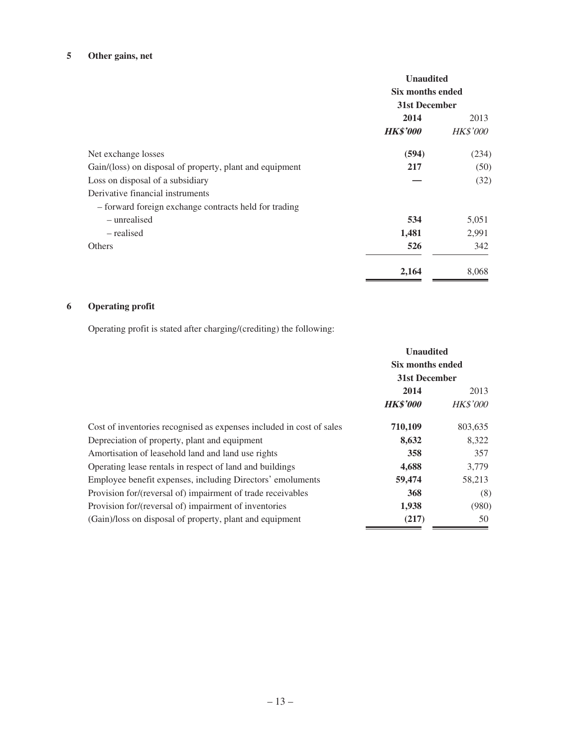## 5 Other gains, net

| | Unaudited Six months ended 31st December | |
|---|---|---|
| | **2014** | 2013 |
| | ***HK$'000*** | *HK$'000* |
| Net exchange losses | **(594)** | (234) |
| Gain/(loss) on disposal of property, plant and equipment | **217** | (50) |
| Loss on disposal of a subsidiary | **—** | (32) |
| Derivative financial instruments | | |
| – forward foreign exchange contracts held for trading | | |
| – unrealised | **534** | 5,051 |
| – realised | **1,481** | 2,991 |
| Others | **526** | 342 |
| | **2,164** | 8,068 |

## 6 Operating profit

Operating profit is stated after charging/(crediting) the following:

| | Unaudited Six months ended 31st December | |
|---|---|---|
| | **2014** | 2013 |
| | ***HK$'000*** | *HK$'000* |
| Cost of inventories recognised as expenses included in cost of sales | **710,109** | 803,635 |
| Depreciation of property, plant and equipment | **8,632** | 8,322 |
| Amortisation of leasehold land and land use rights | **358** | 357 |
| Operating lease rentals in respect of land and buildings | **4,688** | 3,779 |
| Employee benefit expenses, including Directors' emoluments | **59,474** | 58,213 |
| Provision for/(reversal of) impairment of trade receivables | **368** | (8) |
| Provision for/(reversal of) impairment of inventories | **1,938** | (980) |
| (Gain)/loss on disposal of property, plant and equipment | **(217)** | 50 |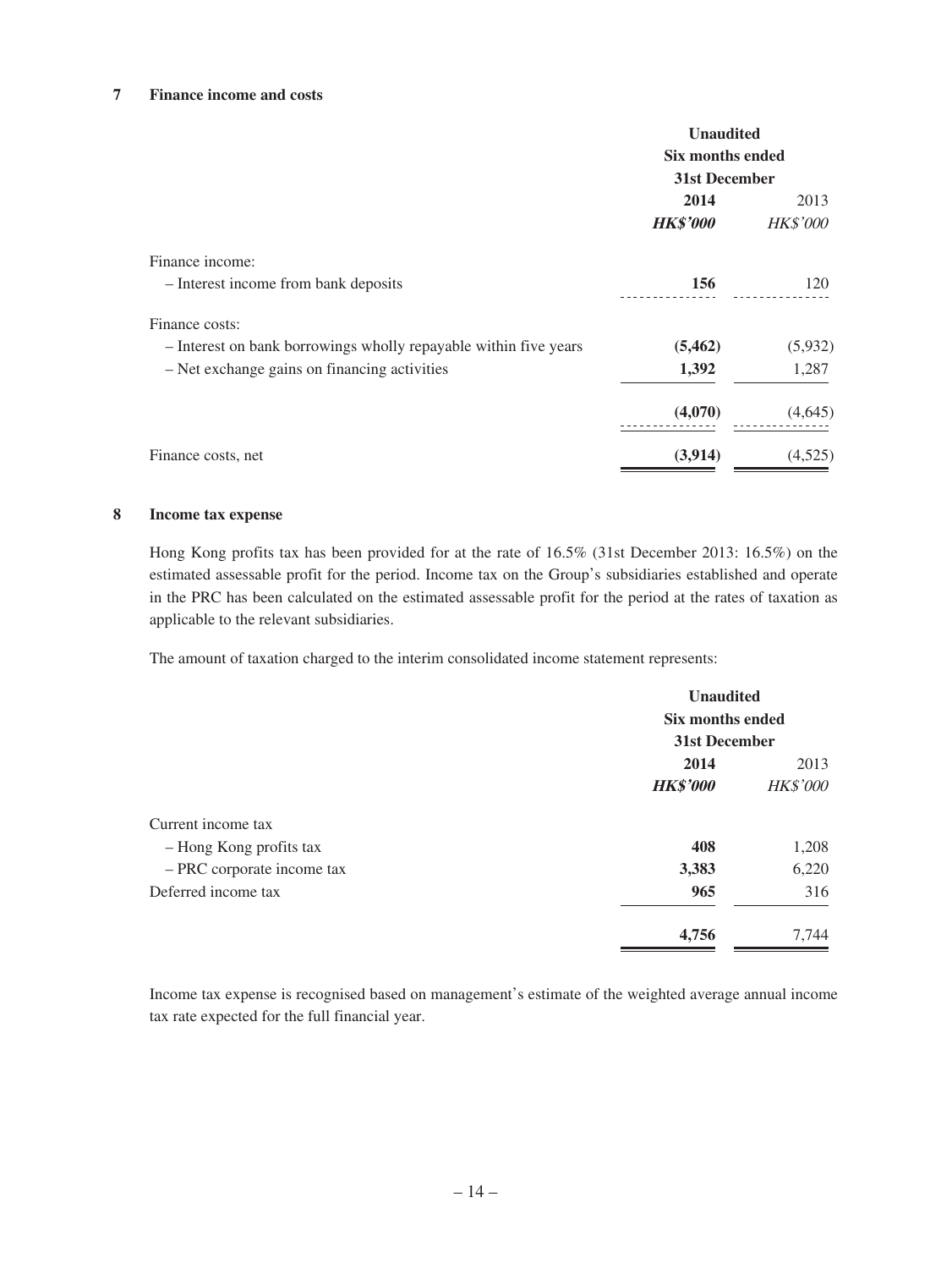## 7 Finance income and costs

| | Unaudited Six months ended 31st December | |
|---|---|---|
| | **2014** | 2013 |
| | ***HK$'000*** | *HK$'000* |
| Finance income: | | |
| – Interest income from bank deposits | **156** | 120 |
| Finance costs: | | |
| – Interest on bank borrowings wholly repayable within five years | **(5,462)** | (5,932) |
| – Net exchange gains on financing activities | **1,392** | 1,287 |
| | **(4,070)** | (4,645) |
| Finance costs, net | **(3,914)** | (4,525) |

## 8 Income tax expense

Hong Kong profits tax has been provided for at the rate of 16.5% (31st December 2013: 16.5%) on the estimated assessable profit for the period. Income tax on the Group's subsidiaries established and operate in the PRC has been calculated on the estimated assessable profit for the period at the rates of taxation as applicable to the relevant subsidiaries.

The amount of taxation charged to the interim consolidated income statement represents:

| | Unaudited Six months ended 31st December | |
|---|---|---|
| | **2014** | 2013 |
| | ***HK$'000*** | *HK$'000* |
| Current income tax | | |
| – Hong Kong profits tax | **408** | 1,208 |
| – PRC corporate income tax | **3,383** | 6,220 |
| Deferred income tax | **965** | 316 |
| | **4,756** | 7,744 |

Income tax expense is recognised based on management's estimate of the weighted average annual income tax rate expected for the full financial year.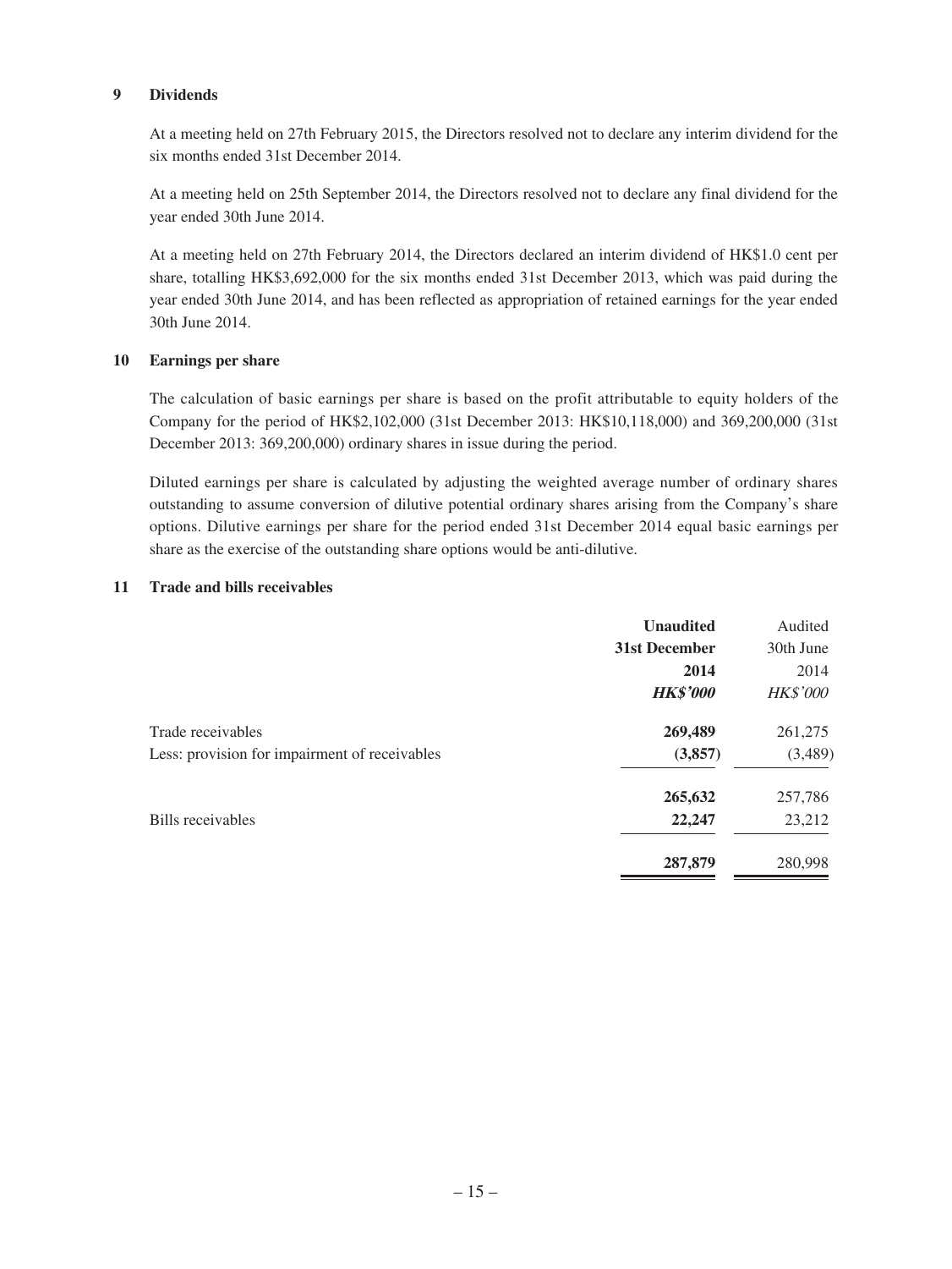## 9 Dividends

At a meeting held on 27th February 2015, the Directors resolved not to declare any interim dividend for the six months ended 31st December 2014.

At a meeting held on 25th September 2014, the Directors resolved not to declare any final dividend for the year ended 30th June 2014.

At a meeting held on 27th February 2014, the Directors declared an interim dividend of HK$1.0 cent per share, totalling HK$3,692,000 for the six months ended 31st December 2013, which was paid during the year ended 30th June 2014, and has been reflected as appropriation of retained earnings for the year ended 30th June 2014.

## 10 Earnings per share

The calculation of basic earnings per share is based on the profit attributable to equity holders of the Company for the period of HK$2,102,000 (31st December 2013: HK$10,118,000) and 369,200,000 (31st December 2013: 369,200,000) ordinary shares in issue during the period.

Diluted earnings per share is calculated by adjusting the weighted average number of ordinary shares outstanding to assume conversion of dilutive potential ordinary shares arising from the Company's share options. Dilutive earnings per share for the period ended 31st December 2014 equal basic earnings per share as the exercise of the outstanding share options would be anti-dilutive.

## 11 Trade and bills receivables

| | **Unaudited** | Audited |
|---|---|---|
| | **31st December** | 30th June |
| | **2014** | 2014 |
| | ***HK$'000*** | *HK$'000* |
| Trade receivables | **269,489** | 261,275 |
| Less: provision for impairment of receivables | **(3,857)** | (3,489) |
| | **265,632** | 257,786 |
| Bills receivables | **22,247** | 23,212 |
| | **287,879** | 280,998 |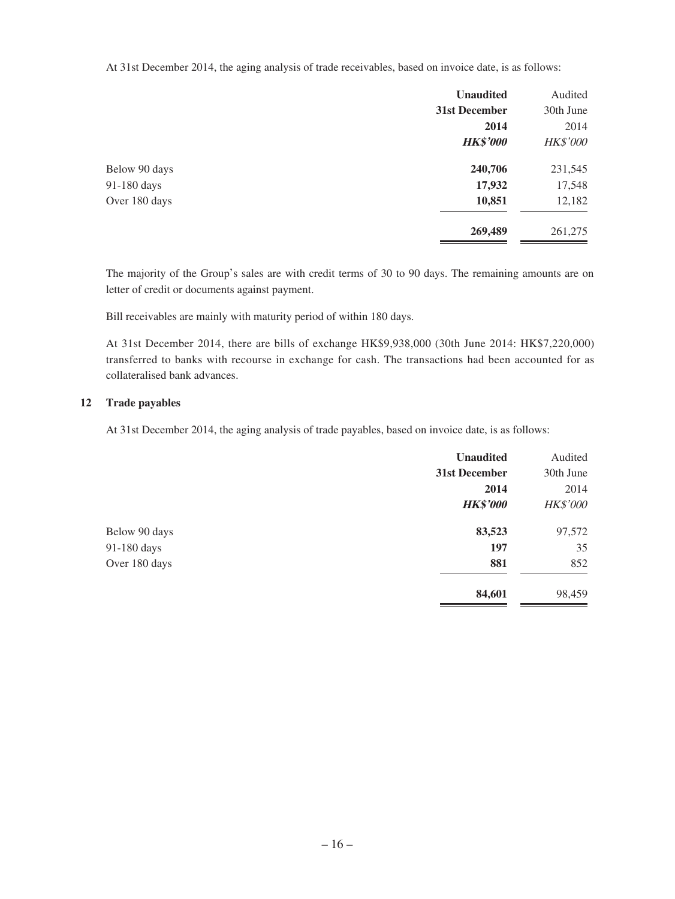At 31st December 2014, the aging analysis of trade receivables, based on invoice date, is as follows:

| | **Unaudited** | Audited |
|---|---|---|
| | **31st December** | 30th June |
| | **2014** | 2014 |
| | ***HK$'000*** | *HK$'000* |
| Below 90 days | **240,706** | 231,545 |
| 91-180 days | **17,932** | 17,548 |
| Over 180 days | **10,851** | 12,182 |
| | **269,489** | 261,275 |

The majority of the Group's sales are with credit terms of 30 to 90 days. The remaining amounts are on letter of credit or documents against payment.

Bill receivables are mainly with maturity period of within 180 days.

At 31st December 2014, there are bills of exchange HK$9,938,000 (30th June 2014: HK$7,220,000) transferred to banks with recourse in exchange for cash. The transactions had been accounted for as collateralised bank advances.

## 12 Trade payables

At 31st December 2014, the aging analysis of trade payables, based on invoice date, is as follows:

| | **Unaudited** | Audited |
|---|---|---|
| | **31st December** | 30th June |
| | **2014** | 2014 |
| | ***HK$'000*** | *HK$'000* |
| Below 90 days | **83,523** | 97,572 |
| 91-180 days | **197** | 35 |
| Over 180 days | **881** | 852 |
| | **84,601** | 98,459 |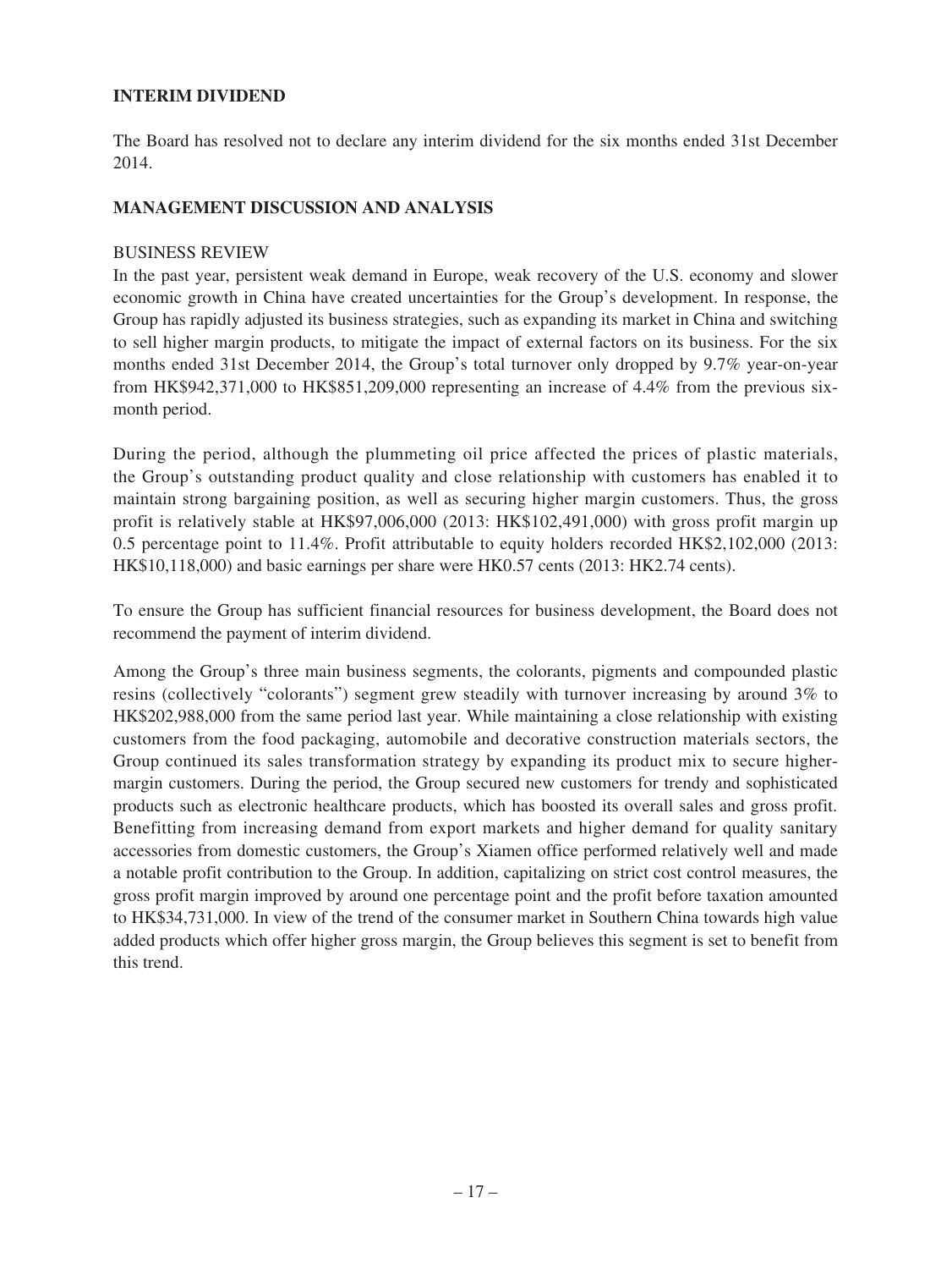## INTERIM DIVIDEND

The Board has resolved not to declare any interim dividend for the six months ended 31st December 2014.

## MANAGEMENT DISCUSSION AND ANALYSIS

### BUSINESS REVIEW

In the past year, persistent weak demand in Europe, weak recovery of the U.S. economy and slower economic growth in China have created uncertainties for the Group's development. In response, the Group has rapidly adjusted its business strategies, such as expanding its market in China and switching to sell higher margin products, to mitigate the impact of external factors on its business. For the six months ended 31st December 2014, the Group's total turnover only dropped by 9.7% year-on-year from HK$942,371,000 to HK$851,209,000 representing an increase of 4.4% from the previous six-month period.

During the period, although the plummeting oil price affected the prices of plastic materials, the Group's outstanding product quality and close relationship with customers has enabled it to maintain strong bargaining position, as well as securing higher margin customers. Thus, the gross profit is relatively stable at HK$97,006,000 (2013: HK$102,491,000) with gross profit margin up 0.5 percentage point to 11.4%. Profit attributable to equity holders recorded HK$2,102,000 (2013: HK$10,118,000) and basic earnings per share were HK0.57 cents (2013: HK2.74 cents).

To ensure the Group has sufficient financial resources for business development, the Board does not recommend the payment of interim dividend.

Among the Group's three main business segments, the colorants, pigments and compounded plastic resins (collectively "colorants") segment grew steadily with turnover increasing by around 3% to HK$202,988,000 from the same period last year. While maintaining a close relationship with existing customers from the food packaging, automobile and decorative construction materials sectors, the Group continued its sales transformation strategy by expanding its product mix to secure higher-margin customers. During the period, the Group secured new customers for trendy and sophisticated products such as electronic healthcare products, which has boosted its overall sales and gross profit. Benefitting from increasing demand from export markets and higher demand for quality sanitary accessories from domestic customers, the Group's Xiamen office performed relatively well and made a notable profit contribution to the Group. In addition, capitalizing on strict cost control measures, the gross profit margin improved by around one percentage point and the profit before taxation amounted to HK$34,731,000. In view of the trend of the consumer market in Southern China towards high value added products which offer higher gross margin, the Group believes this segment is set to benefit from this trend.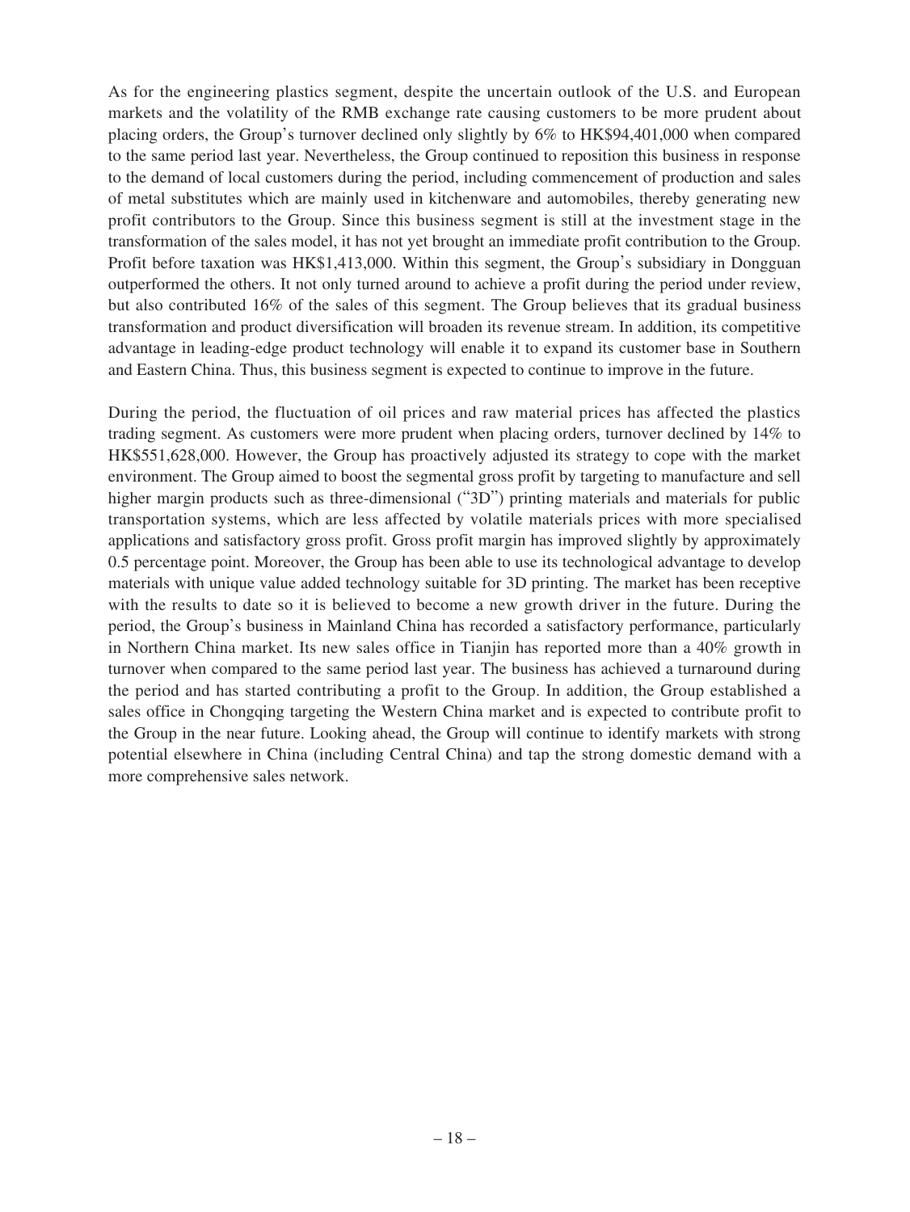As for the engineering plastics segment, despite the uncertain outlook of the U.S. and European markets and the volatility of the RMB exchange rate causing customers to be more prudent about placing orders, the Group's turnover declined only slightly by 6% to HK$94,401,000 when compared to the same period last year. Nevertheless, the Group continued to reposition this business in response to the demand of local customers during the period, including commencement of production and sales of metal substitutes which are mainly used in kitchenware and automobiles, thereby generating new profit contributors to the Group. Since this business segment is still at the investment stage in the transformation of the sales model, it has not yet brought an immediate profit contribution to the Group. Profit before taxation was HK$1,413,000. Within this segment, the Group's subsidiary in Dongguan outperformed the others. It not only turned around to achieve a profit during the period under review, but also contributed 16% of the sales of this segment. The Group believes that its gradual business transformation and product diversification will broaden its revenue stream. In addition, its competitive advantage in leading-edge product technology will enable it to expand its customer base in Southern and Eastern China. Thus, this business segment is expected to continue to improve in the future.

During the period, the fluctuation of oil prices and raw material prices has affected the plastics trading segment. As customers were more prudent when placing orders, turnover declined by 14% to HK$551,628,000. However, the Group has proactively adjusted its strategy to cope with the market environment. The Group aimed to boost the segmental gross profit by targeting to manufacture and sell higher margin products such as three-dimensional ("3D") printing materials and materials for public transportation systems, which are less affected by volatile materials prices with more specialised applications and satisfactory gross profit. Gross profit margin has improved slightly by approximately 0.5 percentage point. Moreover, the Group has been able to use its technological advantage to develop materials with unique value added technology suitable for 3D printing. The market has been receptive with the results to date so it is believed to become a new growth driver in the future. During the period, the Group's business in Mainland China has recorded a satisfactory performance, particularly in Northern China market. Its new sales office in Tianjin has reported more than a 40% growth in turnover when compared to the same period last year. The business has achieved a turnaround during the period and has started contributing a profit to the Group. In addition, the Group established a sales office in Chongqing targeting the Western China market and is expected to contribute profit to the Group in the near future. Looking ahead, the Group will continue to identify markets with strong potential elsewhere in China (including Central China) and tap the strong domestic demand with a more comprehensive sales network.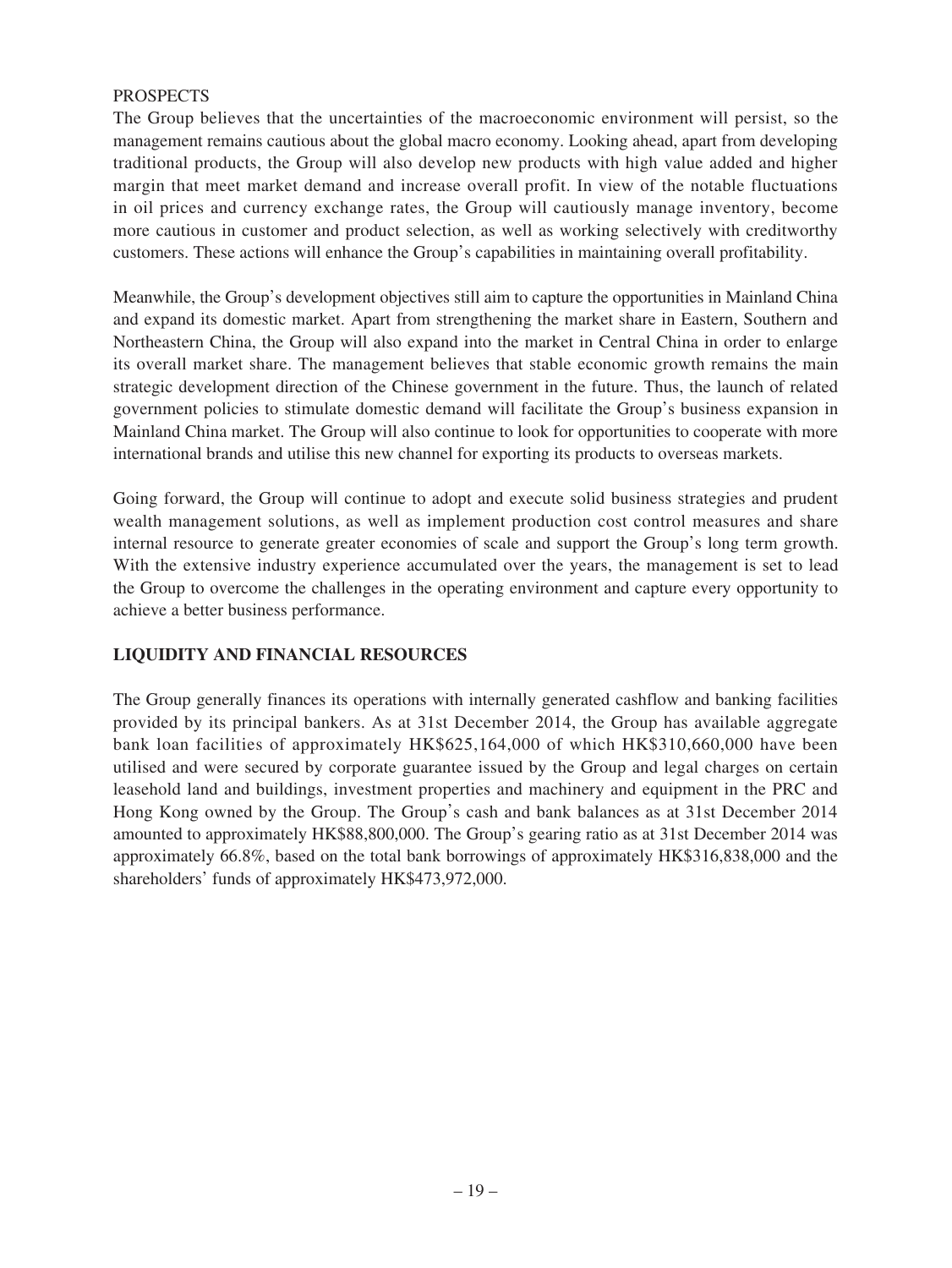## PROSPECTS

The Group believes that the uncertainties of the macroeconomic environment will persist, so the management remains cautious about the global macro economy. Looking ahead, apart from developing traditional products, the Group will also develop new products with high value added and higher margin that meet market demand and increase overall profit. In view of the notable fluctuations in oil prices and currency exchange rates, the Group will cautiously manage inventory, become more cautious in customer and product selection, as well as working selectively with creditworthy customers. These actions will enhance the Group's capabilities in maintaining overall profitability.

Meanwhile, the Group's development objectives still aim to capture the opportunities in Mainland China and expand its domestic market. Apart from strengthening the market share in Eastern, Southern and Northeastern China, the Group will also expand into the market in Central China in order to enlarge its overall market share. The management believes that stable economic growth remains the main strategic development direction of the Chinese government in the future. Thus, the launch of related government policies to stimulate domestic demand will facilitate the Group's business expansion in Mainland China market. The Group will also continue to look for opportunities to cooperate with more international brands and utilise this new channel for exporting its products to overseas markets.

Going forward, the Group will continue to adopt and execute solid business strategies and prudent wealth management solutions, as well as implement production cost control measures and share internal resource to generate greater economies of scale and support the Group's long term growth. With the extensive industry experience accumulated over the years, the management is set to lead the Group to overcome the challenges in the operating environment and capture every opportunity to achieve a better business performance.

## LIQUIDITY AND FINANCIAL RESOURCES

The Group generally finances its operations with internally generated cashflow and banking facilities provided by its principal bankers. As at 31st December 2014, the Group has available aggregate bank loan facilities of approximately HK$625,164,000 of which HK$310,660,000 have been utilised and were secured by corporate guarantee issued by the Group and legal charges on certain leasehold land and buildings, investment properties and machinery and equipment in the PRC and Hong Kong owned by the Group. The Group's cash and bank balances as at 31st December 2014 amounted to approximately HK$88,800,000. The Group's gearing ratio as at 31st December 2014 was approximately 66.8%, based on the total bank borrowings of approximately HK$316,838,000 and the shareholders' funds of approximately HK$473,972,000.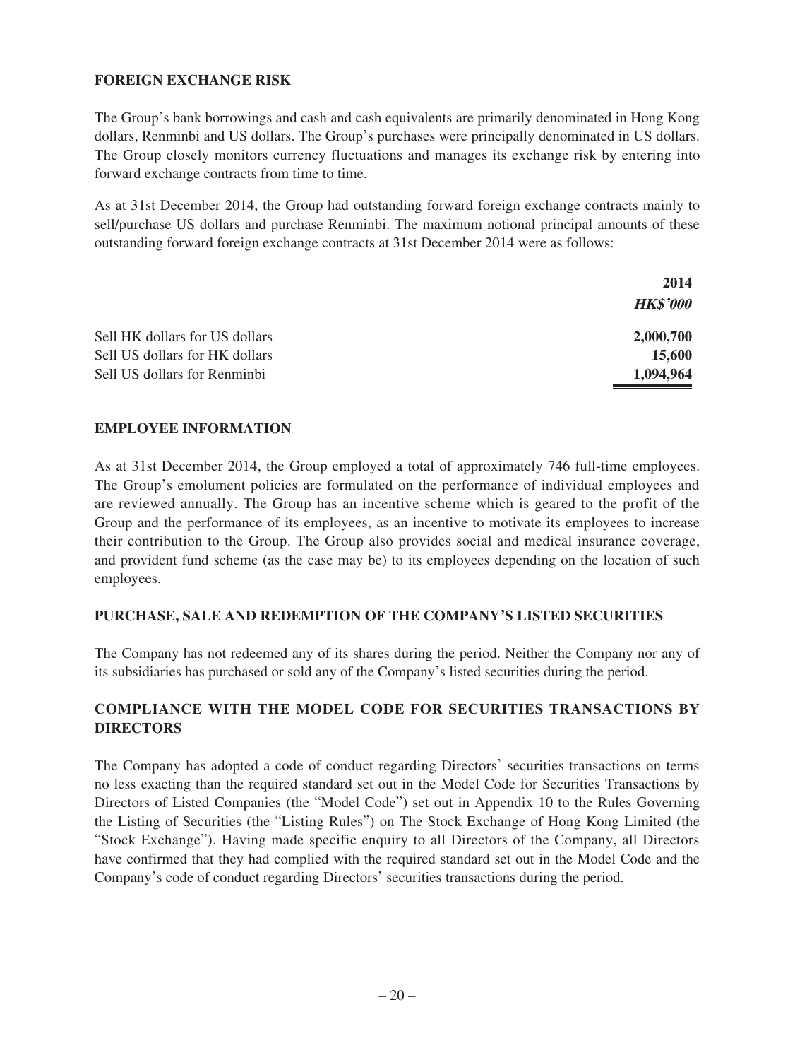## FOREIGN EXCHANGE RISK

The Group's bank borrowings and cash and cash equivalents are primarily denominated in Hong Kong dollars, Renminbi and US dollars. The Group's purchases were principally denominated in US dollars. The Group closely monitors currency fluctuations and manages its exchange risk by entering into forward exchange contracts from time to time.

As at 31st December 2014, the Group had outstanding forward foreign exchange contracts mainly to sell/purchase US dollars and purchase Renminbi. The maximum notional principal amounts of these outstanding forward foreign exchange contracts at 31st December 2014 were as follows:

| | **2014** |
|---|---|
| | ***HK$'000*** |
| Sell HK dollars for US dollars | **2,000,700** |
| Sell US dollars for HK dollars | **15,600** |
| Sell US dollars for Renminbi | **1,094,964** |

## EMPLOYEE INFORMATION

As at 31st December 2014, the Group employed a total of approximately 746 full-time employees. The Group's emolument policies are formulated on the performance of individual employees and are reviewed annually. The Group has an incentive scheme which is geared to the profit of the Group and the performance of its employees, as an incentive to motivate its employees to increase their contribution to the Group. The Group also provides social and medical insurance coverage, and provident fund scheme (as the case may be) to its employees depending on the location of such employees.

## PURCHASE, SALE AND REDEMPTION OF THE COMPANY'S LISTED SECURITIES

The Company has not redeemed any of its shares during the period. Neither the Company nor any of its subsidiaries has purchased or sold any of the Company's listed securities during the period.

## COMPLIANCE WITH THE MODEL CODE FOR SECURITIES TRANSACTIONS BY DIRECTORS

The Company has adopted a code of conduct regarding Directors' securities transactions on terms no less exacting than the required standard set out in the Model Code for Securities Transactions by Directors of Listed Companies (the "Model Code") set out in Appendix 10 to the Rules Governing the Listing of Securities (the "Listing Rules") on The Stock Exchange of Hong Kong Limited (the "Stock Exchange"). Having made specific enquiry to all Directors of the Company, all Directors have confirmed that they had complied with the required standard set out in the Model Code and the Company's code of conduct regarding Directors' securities transactions during the period.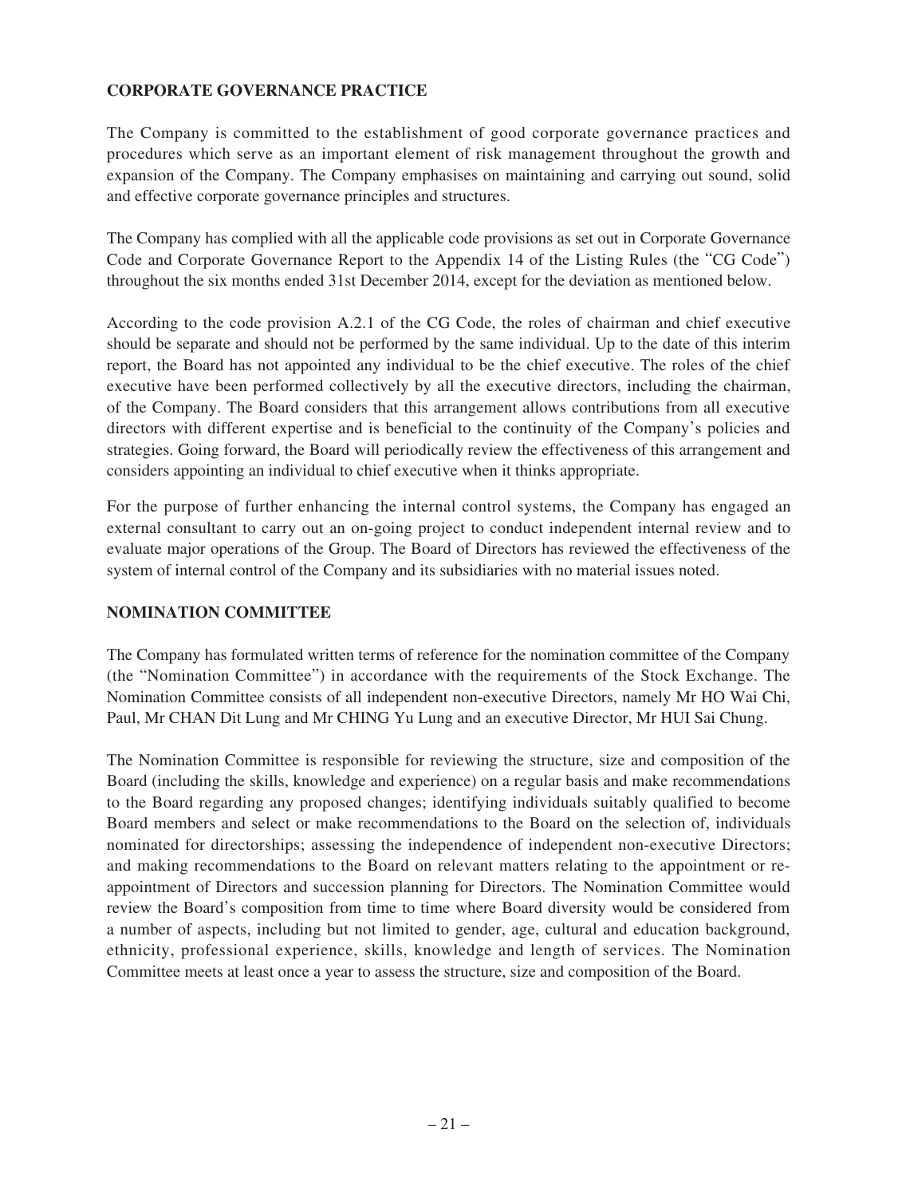## CORPORATE GOVERNANCE PRACTICE

The Company is committed to the establishment of good corporate governance practices and procedures which serve as an important element of risk management throughout the growth and expansion of the Company. The Company emphasises on maintaining and carrying out sound, solid and effective corporate governance principles and structures.

The Company has complied with all the applicable code provisions as set out in Corporate Governance Code and Corporate Governance Report to the Appendix 14 of the Listing Rules (the "CG Code") throughout the six months ended 31st December 2014, except for the deviation as mentioned below.

According to the code provision A.2.1 of the CG Code, the roles of chairman and chief executive should be separate and should not be performed by the same individual. Up to the date of this interim report, the Board has not appointed any individual to be the chief executive. The roles of the chief executive have been performed collectively by all the executive directors, including the chairman, of the Company. The Board considers that this arrangement allows contributions from all executive directors with different expertise and is beneficial to the continuity of the Company's policies and strategies. Going forward, the Board will periodically review the effectiveness of this arrangement and considers appointing an individual to chief executive when it thinks appropriate.

For the purpose of further enhancing the internal control systems, the Company has engaged an external consultant to carry out an on-going project to conduct independent internal review and to evaluate major operations of the Group. The Board of Directors has reviewed the effectiveness of the system of internal control of the Company and its subsidiaries with no material issues noted.

## NOMINATION COMMITTEE

The Company has formulated written terms of reference for the nomination committee of the Company (the "Nomination Committee") in accordance with the requirements of the Stock Exchange. The Nomination Committee consists of all independent non-executive Directors, namely Mr HO Wai Chi, Paul, Mr CHAN Dit Lung and Mr CHING Yu Lung and an executive Director, Mr HUI Sai Chung.

The Nomination Committee is responsible for reviewing the structure, size and composition of the Board (including the skills, knowledge and experience) on a regular basis and make recommendations to the Board regarding any proposed changes; identifying individuals suitably qualified to become Board members and select or make recommendations to the Board on the selection of, individuals nominated for directorships; assessing the independence of independent non-executive Directors; and making recommendations to the Board on relevant matters relating to the appointment or re-appointment of Directors and succession planning for Directors. The Nomination Committee would review the Board's composition from time to time where Board diversity would be considered from a number of aspects, including but not limited to gender, age, cultural and education background, ethnicity, professional experience, skills, knowledge and length of services. The Nomination Committee meets at least once a year to assess the structure, size and composition of the Board.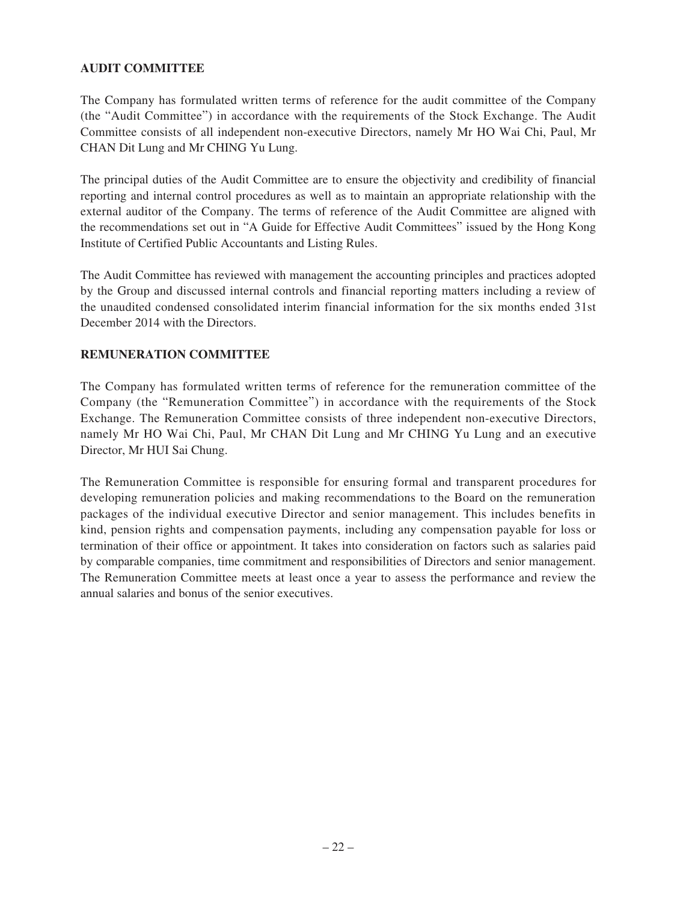## AUDIT COMMITTEE

The Company has formulated written terms of reference for the audit committee of the Company (the "Audit Committee") in accordance with the requirements of the Stock Exchange. The Audit Committee consists of all independent non-executive Directors, namely Mr HO Wai Chi, Paul, Mr CHAN Dit Lung and Mr CHING Yu Lung.

The principal duties of the Audit Committee are to ensure the objectivity and credibility of financial reporting and internal control procedures as well as to maintain an appropriate relationship with the external auditor of the Company. The terms of reference of the Audit Committee are aligned with the recommendations set out in "A Guide for Effective Audit Committees" issued by the Hong Kong Institute of Certified Public Accountants and Listing Rules.

The Audit Committee has reviewed with management the accounting principles and practices adopted by the Group and discussed internal controls and financial reporting matters including a review of the unaudited condensed consolidated interim financial information for the six months ended 31st December 2014 with the Directors.

## REMUNERATION COMMITTEE

The Company has formulated written terms of reference for the remuneration committee of the Company (the "Remuneration Committee") in accordance with the requirements of the Stock Exchange. The Remuneration Committee consists of three independent non-executive Directors, namely Mr HO Wai Chi, Paul, Mr CHAN Dit Lung and Mr CHING Yu Lung and an executive Director, Mr HUI Sai Chung.

The Remuneration Committee is responsible for ensuring formal and transparent procedures for developing remuneration policies and making recommendations to the Board on the remuneration packages of the individual executive Director and senior management. This includes benefits in kind, pension rights and compensation payments, including any compensation payable for loss or termination of their office or appointment. It takes into consideration on factors such as salaries paid by comparable companies, time commitment and responsibilities of Directors and senior management. The Remuneration Committee meets at least once a year to assess the performance and review the annual salaries and bonus of the senior executives.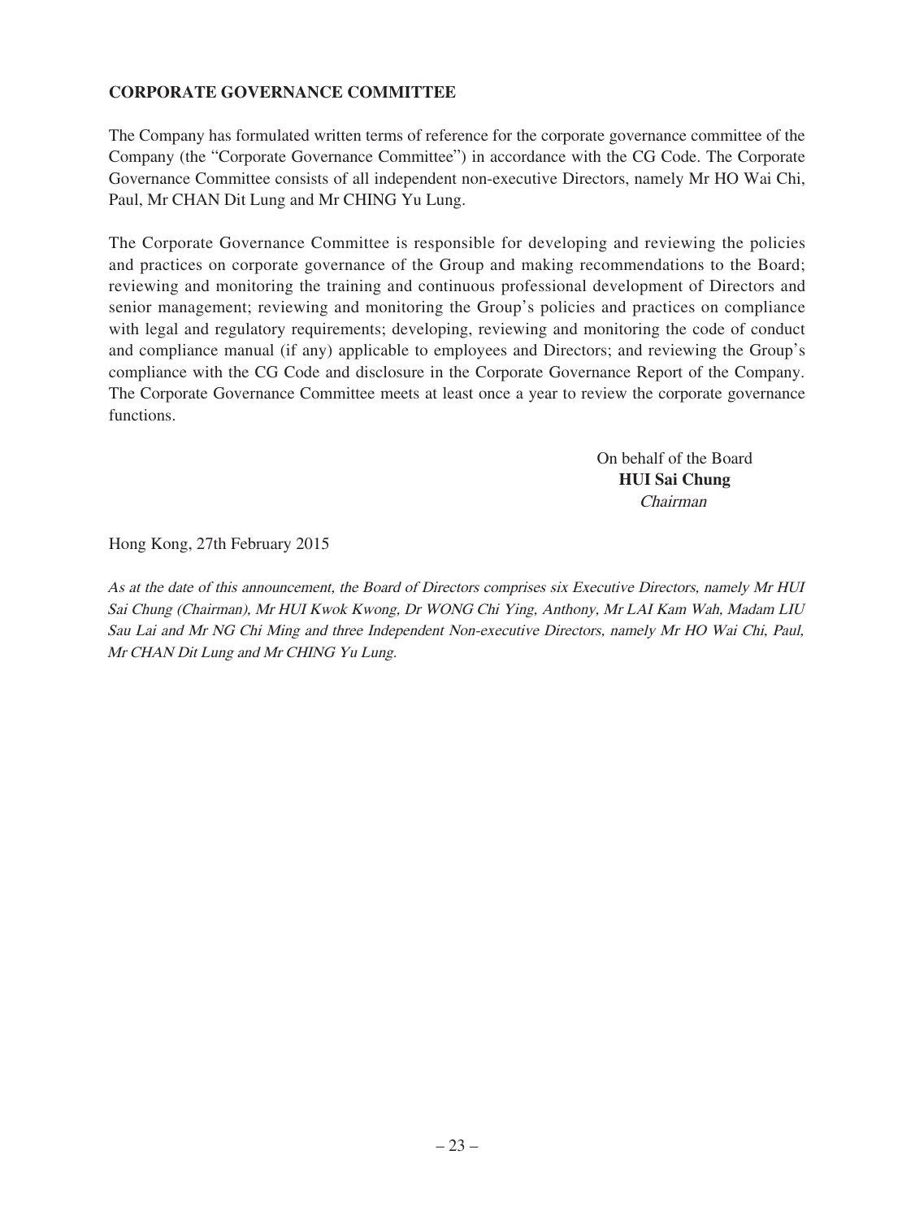## CORPORATE GOVERNANCE COMMITTEE

The Company has formulated written terms of reference for the corporate governance committee of the Company (the "Corporate Governance Committee") in accordance with the CG Code. The Corporate Governance Committee consists of all independent non-executive Directors, namely Mr HO Wai Chi, Paul, Mr CHAN Dit Lung and Mr CHING Yu Lung.

The Corporate Governance Committee is responsible for developing and reviewing the policies and practices on corporate governance of the Group and making recommendations to the Board; reviewing and monitoring the training and continuous professional development of Directors and senior management; reviewing and monitoring the Group's policies and practices on compliance with legal and regulatory requirements; developing, reviewing and monitoring the code of conduct and compliance manual (if any) applicable to employees and Directors; and reviewing the Group's compliance with the CG Code and disclosure in the Corporate Governance Report of the Company. The Corporate Governance Committee meets at least once a year to review the corporate governance functions.

On behalf of the Board
**HUI Sai Chung**
*Chairman*

Hong Kong, 27th February 2015

*As at the date of this announcement, the Board of Directors comprises six Executive Directors, namely Mr HUI Sai Chung (Chairman), Mr HUI Kwok Kwong, Dr WONG Chi Ying, Anthony, Mr LAI Kam Wah, Madam LIU Sau Lai and Mr NG Chi Ming and three Independent Non-executive Directors, namely Mr HO Wai Chi, Paul, Mr CHAN Dit Lung and Mr CHING Yu Lung.*